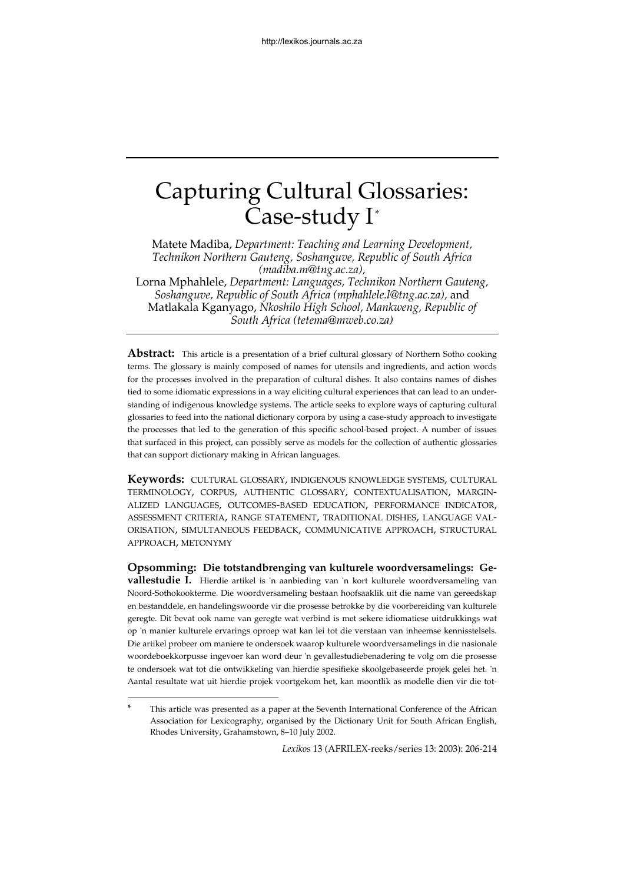# Capturing Cultural Glossaries: Case-study I*

Matete Madiba, *Department: Teaching and Learning Development, Technikon Northern Gauteng, Soshanguve, Republic of South Africa (madiba.m@tng.ac.za),*
Lorna Mphahlele, *Department: Languages, Technikon Northern Gauteng, Soshanguve, Republic of South Africa (mphahlele.l@tng.ac.za),* and
Matlakala Kganyago, *Nkoshilo High School, Mankweng, Republic of South Africa (tetema@mweb.co.za)*

**Abstract:** This article is a presentation of a brief cultural glossary of Northern Sotho cooking terms. The glossary is mainly composed of names for utensils and ingredients, and action words for the processes involved in the preparation of cultural dishes. It also contains names of dishes tied to some idiomatic expressions in a way eliciting cultural experiences that can lead to an understanding of indigenous knowledge systems. The article seeks to explore ways of capturing cultural glossaries to feed into the national dictionary corpora by using a case-study approach to investigate the processes that led to the generation of this specific school-based project. A number of issues that surfaced in this project, can possibly serve as models for the collection of authentic glossaries that can support dictionary making in African languages.

**Keywords:** CULTURAL GLOSSARY, INDIGENOUS KNOWLEDGE SYSTEMS, CULTURAL TERMINOLOGY, CORPUS, AUTHENTIC GLOSSARY, CONTEXTUALISATION, MARGINALIZED LANGUAGES, OUTCOMES-BASED EDUCATION, PERFORMANCE INDICATOR, ASSESSMENT CRITERIA, RANGE STATEMENT, TRADITIONAL DISHES, LANGUAGE VALORISATION, SIMULTANEOUS FEEDBACK, COMMUNICATIVE APPROACH, STRUCTURAL APPROACH, METONYMY

**Opsomming: Die totstandbrenging van kulturele woordversamelings: Gevallestudie I.** Hierdie artikel is 'n aanbieding van 'n kort kulturele woordversameling van Noord-Sothokookterme. Die woordversameling bestaan hoofsaaklik uit die name van gereedskap en bestanddele, en handelingswoorde vir die prosesse betrokke by die voorbereiding van kulturele geregte. Dit bevat ook name van geregte wat verbind is met sekere idiomatiese uitdrukkings wat op 'n manier kulturele ervarings oproep wat kan lei tot die verstaan van inheemse kennisstelsels. Die artikel probeer om maniere te ondersoek waarop kulturele woordversamelings in die nasionale woordeboekkorpusse ingevoer kan word deur 'n gevallestudiebenadering te volg om die prosesse te ondersoek wat tot die ontwikkeling van hierdie spesifieke skoolgebaseerde projek gelei het. 'n Aantal resultate wat uit hierdie projek voortgekom het, kan moontlik as modelle dien vir die tot-

---

\* This article was presented as a paper at the Seventh International Conference of the African Association for Lexicography, organised by the Dictionary Unit for South African English, Rhodes University, Grahamstown, 8–10 July 2002.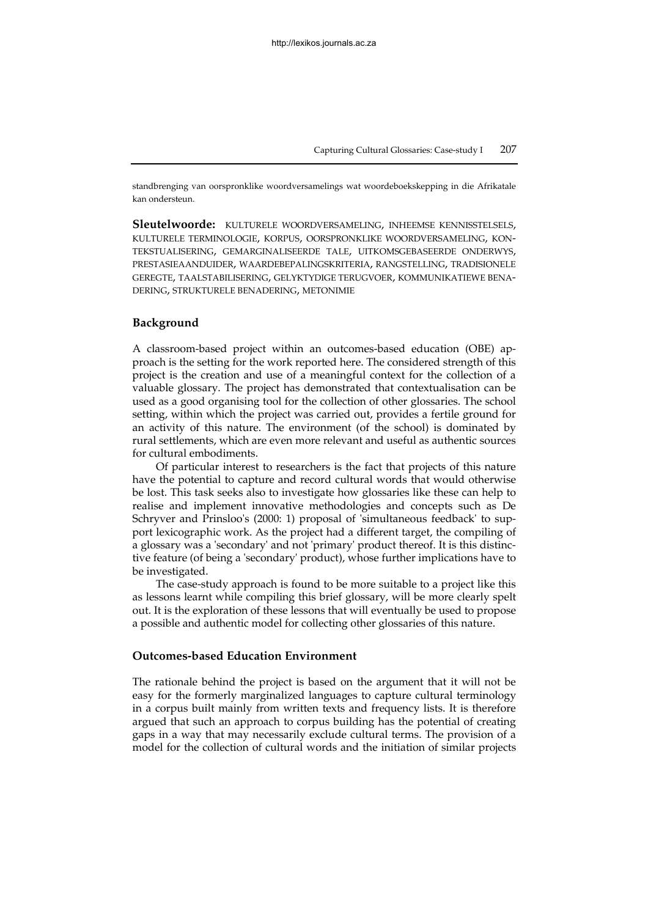standbrenging van oorspronklike woordversamelings wat woordeboekskepping in die Afrikatale kan ondersteun.

**Sleutelwoorde:** KULTURELE WOORDVERSAMELING, INHEEMSE KENNISSTELSELS, KULTURELE TERMINOLOGIE, KORPUS, OORSPRONKLIKE WOORDVERSAMELING, KONTEKSTUALISERING, GEMARGINALISEERDE TALE, UITKOMSGEBASEERDE ONDERWYS, PRESTASIEAANDUIDER, WAARDEBEPALINGSKRITERIA, RANGSTELLING, TRADISIONELE GEREGTE, TAALSTABILISERING, GELYKTYDIGE TERUGVOER, KOMMUNIKATIEWE BENADERING, STRUKTURELE BENADERING, METONIMIE

## Background

A classroom-based project within an outcomes-based education (OBE) approach is the setting for the work reported here. The considered strength of this project is the creation and use of a meaningful context for the collection of a valuable glossary. The project has demonstrated that contextualisation can be used as a good organising tool for the collection of other glossaries. The school setting, within which the project was carried out, provides a fertile ground for an activity of this nature. The environment (of the school) is dominated by rural settlements, which are even more relevant and useful as authentic sources for cultural embodiments.

Of particular interest to researchers is the fact that projects of this nature have the potential to capture and record cultural words that would otherwise be lost. This task seeks also to investigate how glossaries like these can help to realise and implement innovative methodologies and concepts such as De Schryver and Prinsloo's (2000: 1) proposal of 'simultaneous feedback' to support lexicographic work. As the project had a different target, the compiling of a glossary was a 'secondary' and not 'primary' product thereof. It is this distinctive feature (of being a 'secondary' product), whose further implications have to be investigated.

The case-study approach is found to be more suitable to a project like this as lessons learnt while compiling this brief glossary, will be more clearly spelt out. It is the exploration of these lessons that will eventually be used to propose a possible and authentic model for collecting other glossaries of this nature.

## Outcomes-based Education Environment

The rationale behind the project is based on the argument that it will not be easy for the formerly marginalized languages to capture cultural terminology in a corpus built mainly from written texts and frequency lists. It is therefore argued that such an approach to corpus building has the potential of creating gaps in a way that may necessarily exclude cultural terms. The provision of a model for the collection of cultural words and the initiation of similar projects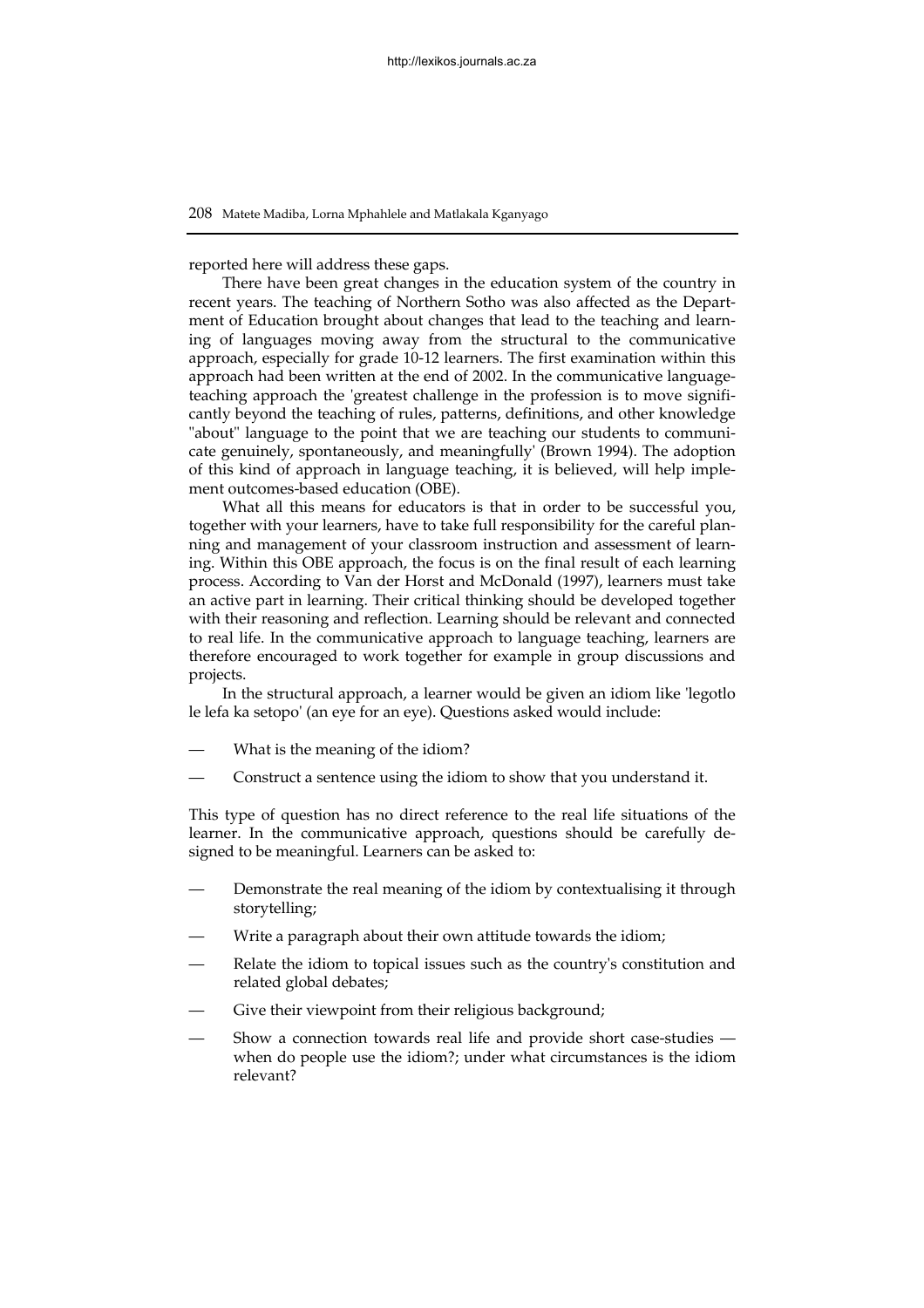reported here will address these gaps.

There have been great changes in the education system of the country in recent years. The teaching of Northern Sotho was also affected as the Department of Education brought about changes that lead to the teaching and learning of languages moving away from the structural to the communicative approach, especially for grade 10-12 learners. The first examination within this approach had been written at the end of 2002. In the communicative language-teaching approach the 'greatest challenge in the profession is to move significantly beyond the teaching of rules, patterns, definitions, and other knowledge "about" language to the point that we are teaching our students to communicate genuinely, spontaneously, and meaningfully' (Brown 1994). The adoption of this kind of approach in language teaching, it is believed, will help implement outcomes-based education (OBE).

What all this means for educators is that in order to be successful you, together with your learners, have to take full responsibility for the careful planning and management of your classroom instruction and assessment of learning. Within this OBE approach, the focus is on the final result of each learning process. According to Van der Horst and McDonald (1997), learners must take an active part in learning. Their critical thinking should be developed together with their reasoning and reflection. Learning should be relevant and connected to real life. In the communicative approach to language teaching, learners are therefore encouraged to work together for example in group discussions and projects.

In the structural approach, a learner would be given an idiom like 'legotlo le lefa ka setopo' (an eye for an eye). Questions asked would include:

- What is the meaning of the idiom?
- Construct a sentence using the idiom to show that you understand it.

This type of question has no direct reference to the real life situations of the learner. In the communicative approach, questions should be carefully designed to be meaningful. Learners can be asked to:

- Demonstrate the real meaning of the idiom by contextualising it through storytelling;
- Write a paragraph about their own attitude towards the idiom;
- Relate the idiom to topical issues such as the country's constitution and related global debates;
- Give their viewpoint from their religious background;
- Show a connection towards real life and provide short case-studies — when do people use the idiom?; under what circumstances is the idiom relevant?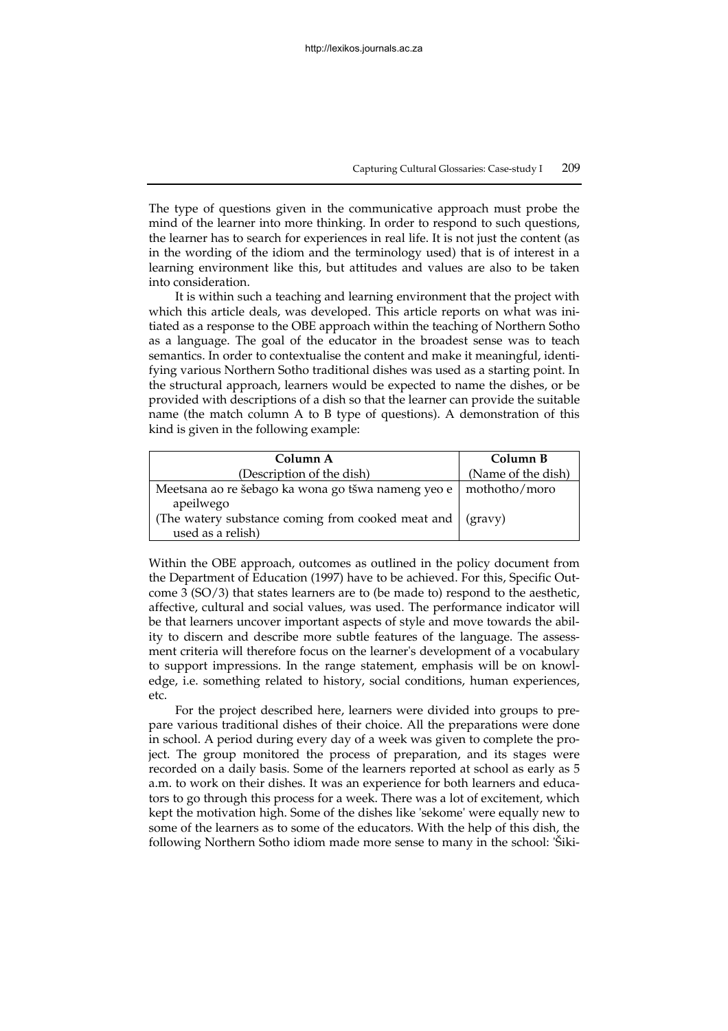The type of questions given in the communicative approach must probe the mind of the learner into more thinking. In order to respond to such questions, the learner has to search for experiences in real life. It is not just the content (as in the wording of the idiom and the terminology used) that is of interest in a learning environment like this, but attitudes and values are also to be taken into consideration.

It is within such a teaching and learning environment that the project with which this article deals, was developed. This article reports on what was initiated as a response to the OBE approach within the teaching of Northern Sotho as a language. The goal of the educator in the broadest sense was to teach semantics. In order to contextualise the content and make it meaningful, identifying various Northern Sotho traditional dishes was used as a starting point. In the structural approach, learners would be expected to name the dishes, or be provided with descriptions of a dish so that the learner can provide the suitable name (the match column A to B type of questions). A demonstration of this kind is given in the following example:

| Column A<br>(Description of the dish) | Column B<br>(Name of the dish) |
|---|---|
| Meetsana ao re šebago ka wona go tšwa nameng yeo e apeilwego | mothotho/moro |
| (The watery substance coming from cooked meat and used as a relish) | (gravy) |

Within the OBE approach, outcomes as outlined in the policy document from the Department of Education (1997) have to be achieved. For this, Specific Outcome 3 (SO/3) that states learners are to (be made to) respond to the aesthetic, affective, cultural and social values, was used. The performance indicator will be that learners uncover important aspects of style and move towards the ability to discern and describe more subtle features of the language. The assessment criteria will therefore focus on the learner's development of a vocabulary to support impressions. In the range statement, emphasis will be on knowledge, i.e. something related to history, social conditions, human experiences, etc.

For the project described here, learners were divided into groups to prepare various traditional dishes of their choice. All the preparations were done in school. A period during every day of a week was given to complete the project. The group monitored the process of preparation, and its stages were recorded on a daily basis. Some of the learners reported at school as early as 5 a.m. to work on their dishes. It was an experience for both learners and educators to go through this process for a week. There was a lot of excitement, which kept the motivation high. Some of the dishes like 'sekome' were equally new to some of the learners as to some of the educators. With the help of this dish, the following Northern Sotho idiom made more sense to many in the school: 'Šiki-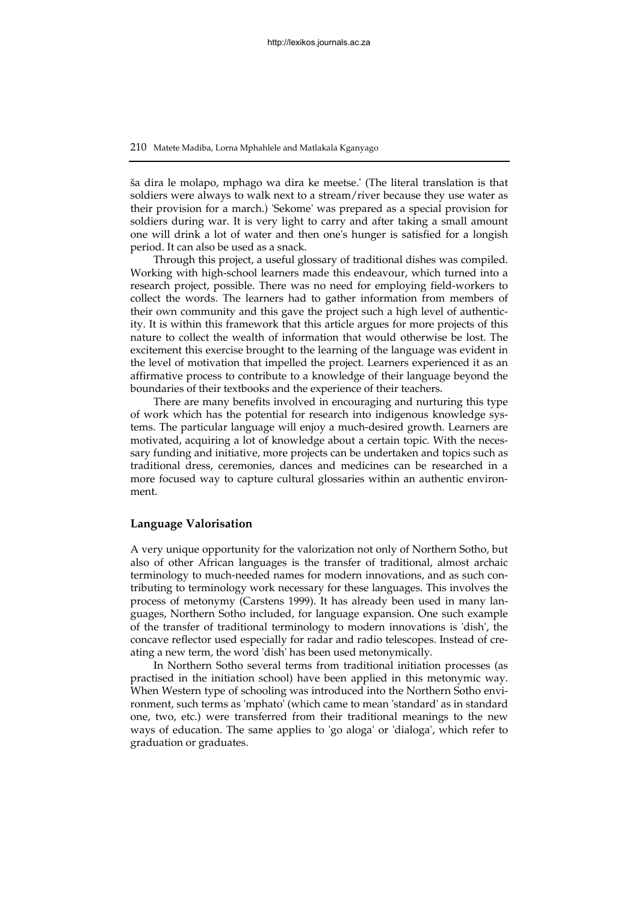ša dira le molapo, mphago wa dira ke meetse.' (The literal translation is that soldiers were always to walk next to a stream/river because they use water as their provision for a march.) 'Sekome' was prepared as a special provision for soldiers during war. It is very light to carry and after taking a small amount one will drink a lot of water and then one's hunger is satisfied for a longish period. It can also be used as a snack.

Through this project, a useful glossary of traditional dishes was compiled. Working with high-school learners made this endeavour, which turned into a research project, possible. There was no need for employing field-workers to collect the words. The learners had to gather information from members of their own community and this gave the project such a high level of authenticity. It is within this framework that this article argues for more projects of this nature to collect the wealth of information that would otherwise be lost. The excitement this exercise brought to the learning of the language was evident in the level of motivation that impelled the project. Learners experienced it as an affirmative process to contribute to a knowledge of their language beyond the boundaries of their textbooks and the experience of their teachers.

There are many benefits involved in encouraging and nurturing this type of work which has the potential for research into indigenous knowledge systems. The particular language will enjoy a much-desired growth. Learners are motivated, acquiring a lot of knowledge about a certain topic. With the necessary funding and initiative, more projects can be undertaken and topics such as traditional dress, ceremonies, dances and medicines can be researched in a more focused way to capture cultural glossaries within an authentic environment.

## Language Valorisation

A very unique opportunity for the valorization not only of Northern Sotho, but also of other African languages is the transfer of traditional, almost archaic terminology to much-needed names for modern innovations, and as such contributing to terminology work necessary for these languages. This involves the process of metonymy (Carstens 1999). It has already been used in many languages, Northern Sotho included, for language expansion. One such example of the transfer of traditional terminology to modern innovations is 'dish', the concave reflector used especially for radar and radio telescopes. Instead of creating a new term, the word 'dish' has been used metonymically.

In Northern Sotho several terms from traditional initiation processes (as practised in the initiation school) have been applied in this metonymic way. When Western type of schooling was introduced into the Northern Sotho environment, such terms as 'mphato' (which came to mean 'standard' as in standard one, two, etc.) were transferred from their traditional meanings to the new ways of education. The same applies to 'go aloga' or 'dialoga', which refer to graduation or graduates.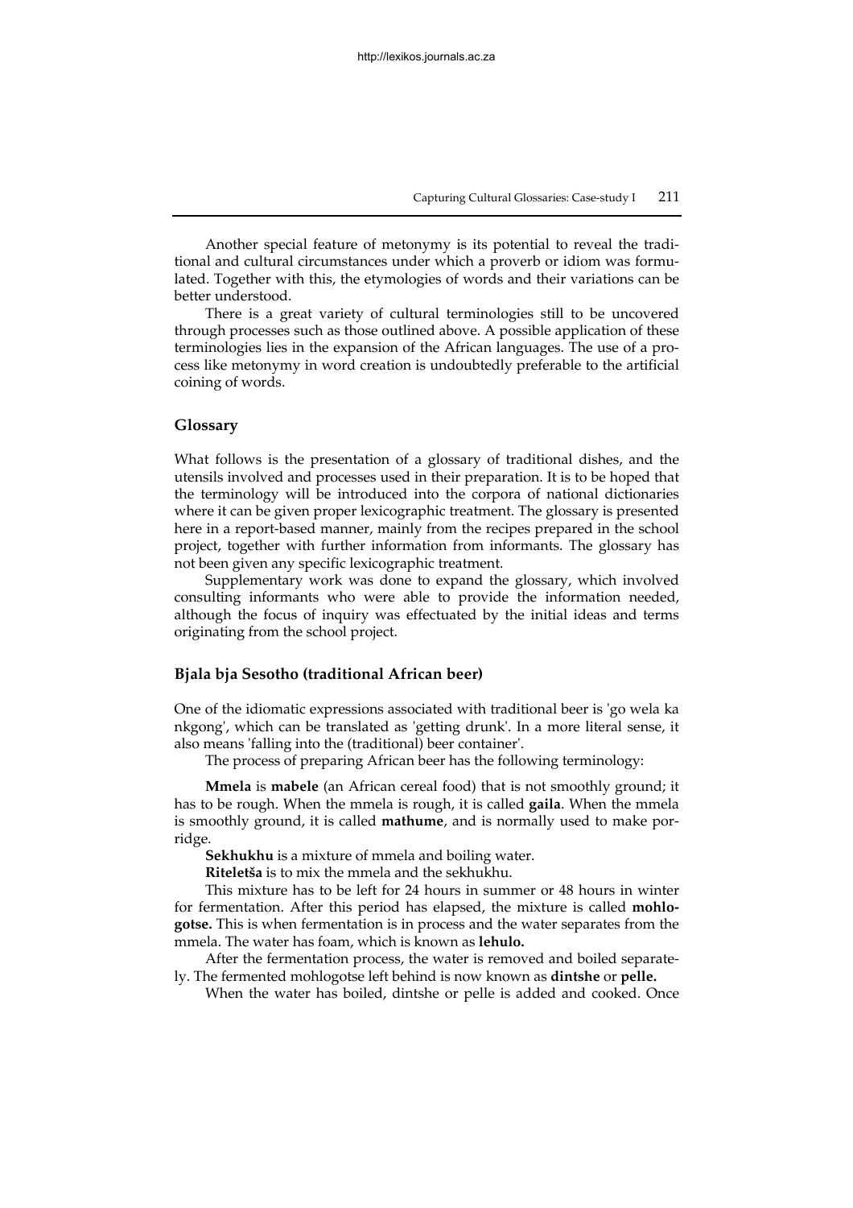Another special feature of metonymy is its potential to reveal the traditional and cultural circumstances under which a proverb or idiom was formulated. Together with this, the etymologies of words and their variations can be better understood.

There is a great variety of cultural terminologies still to be uncovered through processes such as those outlined above. A possible application of these terminologies lies in the expansion of the African languages. The use of a process like metonymy in word creation is undoubtedly preferable to the artificial coining of words.

## Glossary

What follows is the presentation of a glossary of traditional dishes, and the utensils involved and processes used in their preparation. It is to be hoped that the terminology will be introduced into the corpora of national dictionaries where it can be given proper lexicographic treatment. The glossary is presented here in a report-based manner, mainly from the recipes prepared in the school project, together with further information from informants. The glossary has not been given any specific lexicographic treatment.

Supplementary work was done to expand the glossary, which involved consulting informants who were able to provide the information needed, although the focus of inquiry was effectuated by the initial ideas and terms originating from the school project.

## Bjala bja Sesotho (traditional African beer)

One of the idiomatic expressions associated with traditional beer is 'go wela ka nkgong', which can be translated as 'getting drunk'. In a more literal sense, it also means 'falling into the (traditional) beer container'.

The process of preparing African beer has the following terminology:

**Mmela** is **mabele** (an African cereal food) that is not smoothly ground; it has to be rough. When the mmela is rough, it is called **gaila**. When the mmela is smoothly ground, it is called **mathume**, and is normally used to make porridge.

**Sekhukhu** is a mixture of mmela and boiling water.

**Riteletša** is to mix the mmela and the sekhukhu.

This mixture has to be left for 24 hours in summer or 48 hours in winter for fermentation. After this period has elapsed, the mixture is called **mohlogotse.** This is when fermentation is in process and the water separates from the mmela. The water has foam, which is known as **lehulo.**

After the fermentation process, the water is removed and boiled separately. The fermented mohlogotse left behind is now known as **dintshe** or **pelle.**

When the water has boiled, dintshe or pelle is added and cooked. Once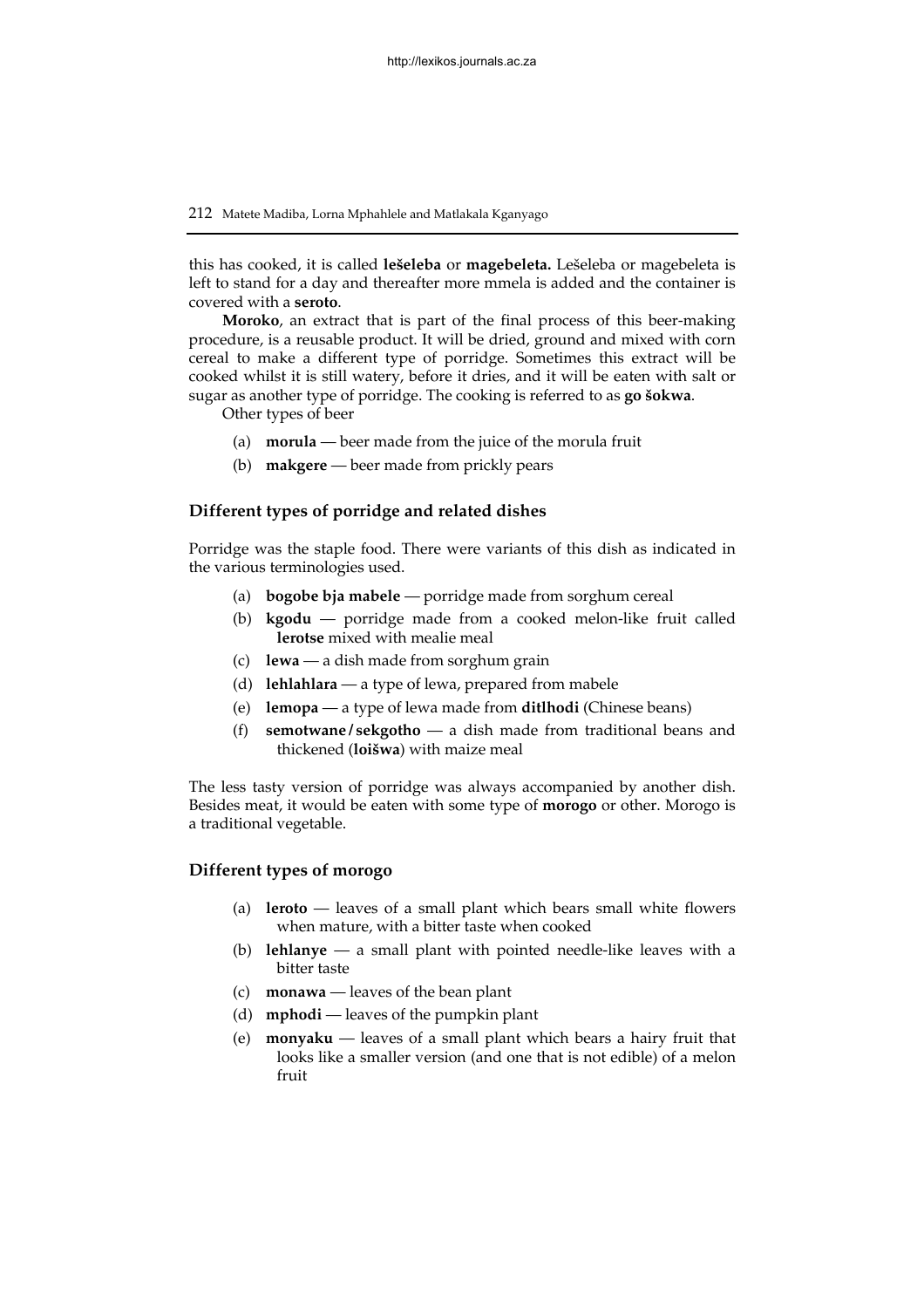this has cooked, it is called **lešeleba** or **magebeleta.** Lešeleba or magebeleta is left to stand for a day and thereafter more mmela is added and the container is covered with a **seroto**.

**Moroko**, an extract that is part of the final process of this beer-making procedure, is a reusable product. It will be dried, ground and mixed with corn cereal to make a different type of porridge. Sometimes this extract will be cooked whilst it is still watery, before it dries, and it will be eaten with salt or sugar as another type of porridge. The cooking is referred to as **go šokwa**.

Other types of beer

(a) **morula** — beer made from the juice of the morula fruit

(b) **makgere** — beer made from prickly pears

### Different types of porridge and related dishes

Porridge was the staple food. There were variants of this dish as indicated in the various terminologies used.

(a) **bogobe bja mabele** — porridge made from sorghum cereal

(b) **kgodu** — porridge made from a cooked melon-like fruit called **lerotse** mixed with mealie meal

(c) **lewa** — a dish made from sorghum grain

(d) **lehlahlara** — a type of lewa, prepared from mabele

(e) **lemopa** — a type of lewa made from **ditlhodi** (Chinese beans)

(f) **semotwane / sekgotho** — a dish made from traditional beans and thickened (**loišwa**) with maize meal

The less tasty version of porridge was always accompanied by another dish. Besides meat, it would be eaten with some type of **morogo** or other. Morogo is a traditional vegetable.

### Different types of morogo

(a) **leroto** — leaves of a small plant which bears small white flowers when mature, with a bitter taste when cooked

(b) **lehlanye** — a small plant with pointed needle-like leaves with a bitter taste

(c) **monawa** — leaves of the bean plant

(d) **mphodi** — leaves of the pumpkin plant

(e) **monyaku** — leaves of a small plant which bears a hairy fruit that looks like a smaller version (and one that is not edible) of a melon fruit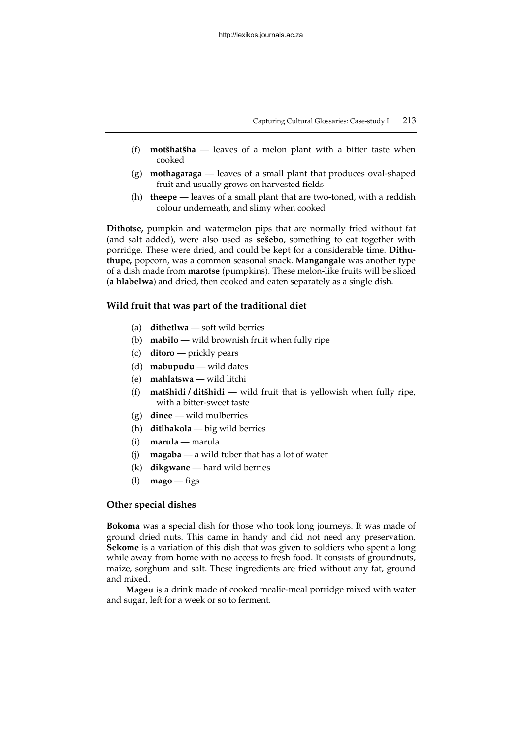(f) **motšhatšha** — leaves of a melon plant with a bitter taste when cooked

(g) **mothagaraga** — leaves of a small plant that produces oval-shaped fruit and usually grows on harvested fields

(h) **theepe** — leaves of a small plant that are two-toned, with a reddish colour underneath, and slimy when cooked

**Dithotse,** pumpkin and watermelon pips that are normally fried without fat (and salt added), were also used as **sešebo**, something to eat together with porridge. These were dried, and could be kept for a considerable time. **Dithuthupe,** popcorn, was a common seasonal snack. **Mangangale** was another type of a dish made from **marotse** (pumpkins). These melon-like fruits will be sliced (**a hlabelwa**) and dried, then cooked and eaten separately as a single dish.

### Wild fruit that was part of the traditional diet

(a) **dithetlwa** — soft wild berries

(b) **mabilo** — wild brownish fruit when fully ripe

(c) **ditoro** — prickly pears

(d) **mabupudu** — wild dates

(e) **mahlatswa** — wild litchi

(f) **matšhidi / ditšhidi** — wild fruit that is yellowish when fully ripe, with a bitter-sweet taste

(g) **dinee** — wild mulberries

(h) **ditlhakola** — big wild berries

(i) **marula** — marula

(j) **magaba** — a wild tuber that has a lot of water

(k) **dikgwane** — hard wild berries

(l) **mago** — figs

### Other special dishes

**Bokoma** was a special dish for those who took long journeys. It was made of ground dried nuts. This came in handy and did not need any preservation. **Sekome** is a variation of this dish that was given to soldiers who spent a long while away from home with no access to fresh food. It consists of groundnuts, maize, sorghum and salt. These ingredients are fried without any fat, ground and mixed.

**Mageu** is a drink made of cooked mealie-meal porridge mixed with water and sugar, left for a week or so to ferment.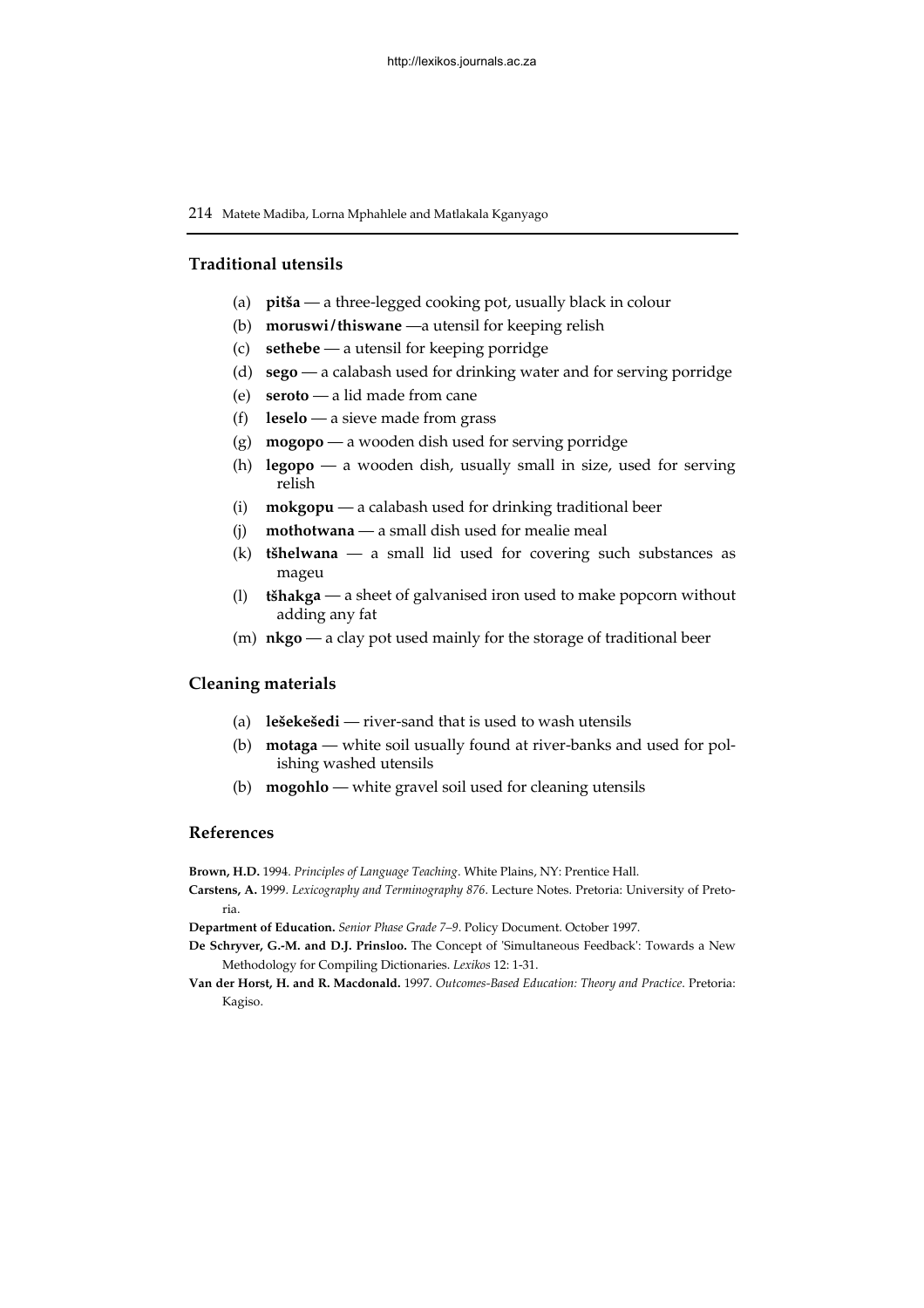## Traditional utensils

(a) **pitša** — a three-legged cooking pot, usually black in colour

(b) **moruswi/thiswane** —a utensil for keeping relish

(c) **sethebe** — a utensil for keeping porridge

(d) **sego** — a calabash used for drinking water and for serving porridge

(e) **seroto** — a lid made from cane

(f) **leselo** — a sieve made from grass

(g) **mogopo** — a wooden dish used for serving porridge

(h) **legopo** — a wooden dish, usually small in size, used for serving relish

(i) **mokgopu** — a calabash used for drinking traditional beer

(j) **mothotwana** — a small dish used for mealie meal

(k) **tšhelwana** — a small lid used for covering such substances as mageu

(l) **tšhakga** — a sheet of galvanised iron used to make popcorn without adding any fat

(m) **nkgo** — a clay pot used mainly for the storage of traditional beer

## Cleaning materials

(a) **lešekešedi** — river-sand that is used to wash utensils

(b) **motaga** — white soil usually found at river-banks and used for polishing washed utensils

(b) **mogohlo** — white gravel soil used for cleaning utensils

## References

**Brown, H.D.** 1994. *Principles of Language Teaching*. White Plains, NY: Prentice Hall.

**Carstens, A.** 1999. *Lexicography and Terminography 876*. Lecture Notes. Pretoria: University of Pretoria.

**Department of Education.** *Senior Phase Grade 7–9*. Policy Document. October 1997.

**De Schryver, G.-M. and D.J. Prinsloo.** The Concept of 'Simultaneous Feedback': Towards a New Methodology for Compiling Dictionaries. *Lexikos* 12: 1-31.

**Van der Horst, H. and R. Macdonald.** 1997. *Outcomes-Based Education: Theory and Practice*. Pretoria: Kagiso.